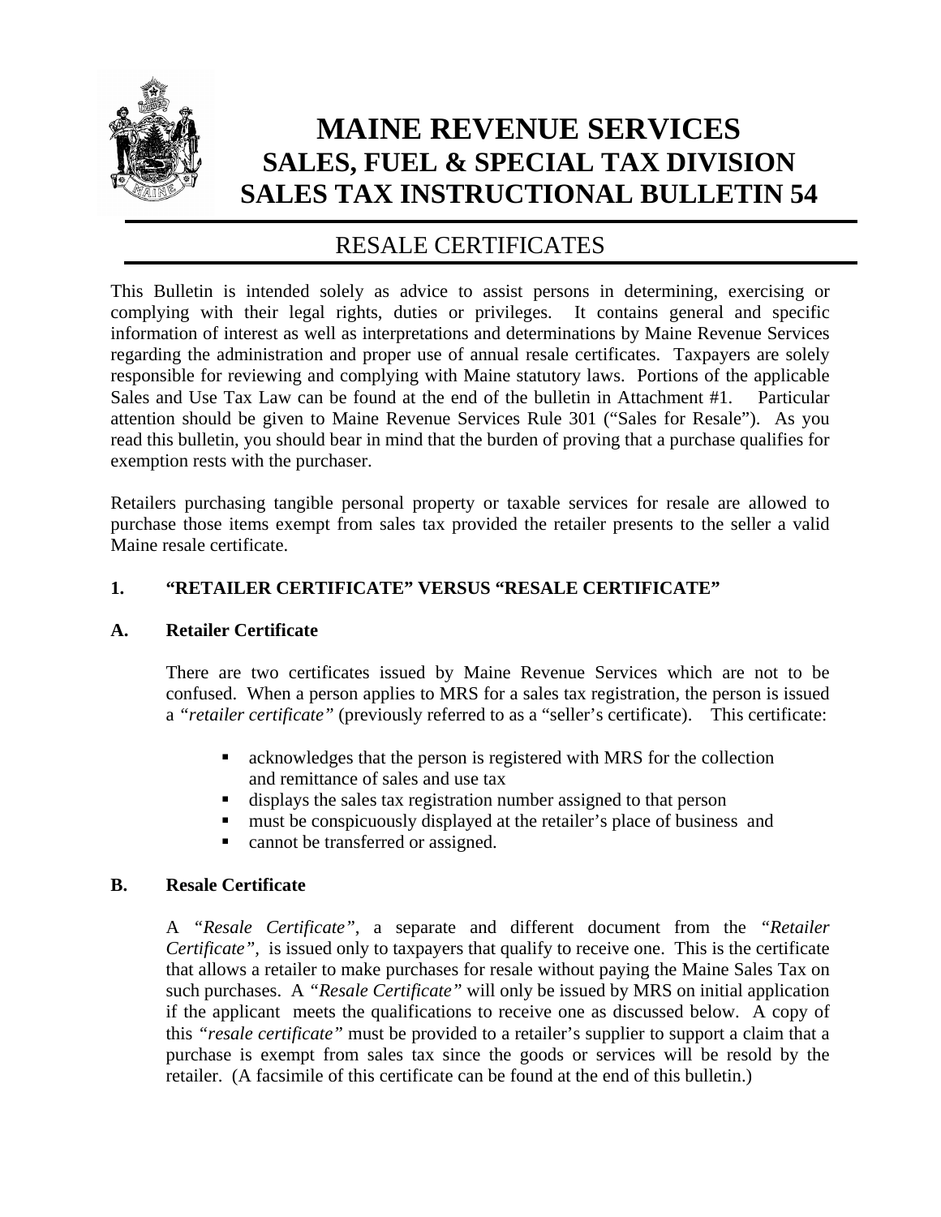# MAINE REVENUE SERVICES
# SALES, FUEL & SPECIAL TAX DIVISION
# SALES TAX INSTRUCTIONAL BULLETIN 54

## RESALE CERTIFICATES

This Bulletin is intended solely as advice to assist persons in determining, exercising or complying with their legal rights, duties or privileges. It contains general and specific information of interest as well as interpretations and determinations by Maine Revenue Services regarding the administration and proper use of annual resale certificates. Taxpayers are solely responsible for reviewing and complying with Maine statutory laws. Portions of the applicable Sales and Use Tax Law can be found at the end of the bulletin in Attachment #1. Particular attention should be given to Maine Revenue Services Rule 301 ("Sales for Resale"). As you read this bulletin, you should bear in mind that the burden of proving that a purchase qualifies for exemption rests with the purchaser.

Retailers purchasing tangible personal property or taxable services for resale are allowed to purchase those items exempt from sales tax provided the retailer presents to the seller a valid Maine resale certificate.

### 1. "RETAILER CERTIFICATE" VERSUS "RESALE CERTIFICATE"

### A. Retailer Certificate

There are two certificates issued by Maine Revenue Services which are not to be confused. When a person applies to MRS for a sales tax registration, the person is issued a *"retailer certificate"* (previously referred to as a "seller's certificate"). This certificate:

- acknowledges that the person is registered with MRS for the collection and remittance of sales and use tax
- displays the sales tax registration number assigned to that person
- must be conspicuously displayed at the retailer's place of business and
- cannot be transferred or assigned.

### B. Resale Certificate

A *"Resale Certificate"*, a separate and different document from the *"Retailer Certificate"*, is issued only to taxpayers that qualify to receive one. This is the certificate that allows a retailer to make purchases for resale without paying the Maine Sales Tax on such purchases. A *"Resale Certificate"* will only be issued by MRS on initial application if the applicant meets the qualifications to receive one as discussed below. A copy of this *"resale certificate"* must be provided to a retailer's supplier to support a claim that a purchase is exempt from sales tax since the goods or services will be resold by the retailer. (A facsimile of this certificate can be found at the end of this bulletin.)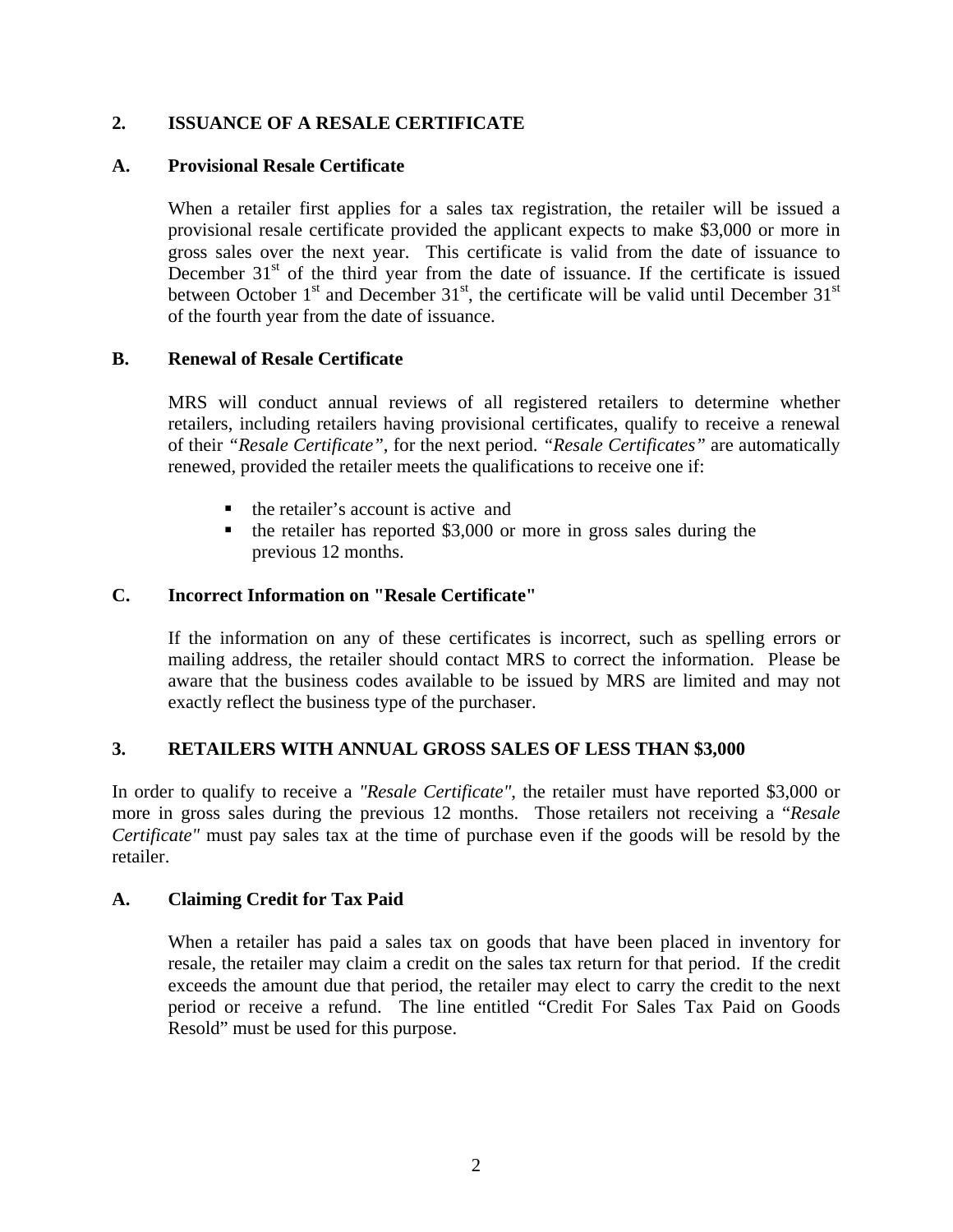## 2. ISSUANCE OF A RESALE CERTIFICATE

### A. Provisional Resale Certificate

When a retailer first applies for a sales tax registration, the retailer will be issued a provisional resale certificate provided the applicant expects to make $3,000 or more in gross sales over the next year. This certificate is valid from the date of issuance to December 31st of the third year from the date of issuance. If the certificate is issued between October 1st and December 31st, the certificate will be valid until December 31st of the fourth year from the date of issuance.

### B. Renewal of Resale Certificate

MRS will conduct annual reviews of all registered retailers to determine whether retailers, including retailers having provisional certificates, qualify to receive a renewal of their *"Resale Certificate"*, for the next period. *"Resale Certificates"* are automatically renewed, provided the retailer meets the qualifications to receive one if:

- the retailer's account is active and
- the retailer has reported $3,000 or more in gross sales during the previous 12 months.

### C. Incorrect Information on "Resale Certificate"

If the information on any of these certificates is incorrect, such as spelling errors or mailing address, the retailer should contact MRS to correct the information. Please be aware that the business codes available to be issued by MRS are limited and may not exactly reflect the business type of the purchaser.

## 3. RETAILERS WITH ANNUAL GROSS SALES OF LESS THAN $3,000

In order to qualify to receive a *"Resale Certificate"*, the retailer must have reported $3,000 or more in gross sales during the previous 12 months. Those retailers not receiving a "*Resale Certificate"* must pay sales tax at the time of purchase even if the goods will be resold by the retailer.

### A. Claiming Credit for Tax Paid

When a retailer has paid a sales tax on goods that have been placed in inventory for resale, the retailer may claim a credit on the sales tax return for that period. If the credit exceeds the amount due that period, the retailer may elect to carry the credit to the next period or receive a refund. The line entitled "Credit For Sales Tax Paid on Goods Resold" must be used for this purpose.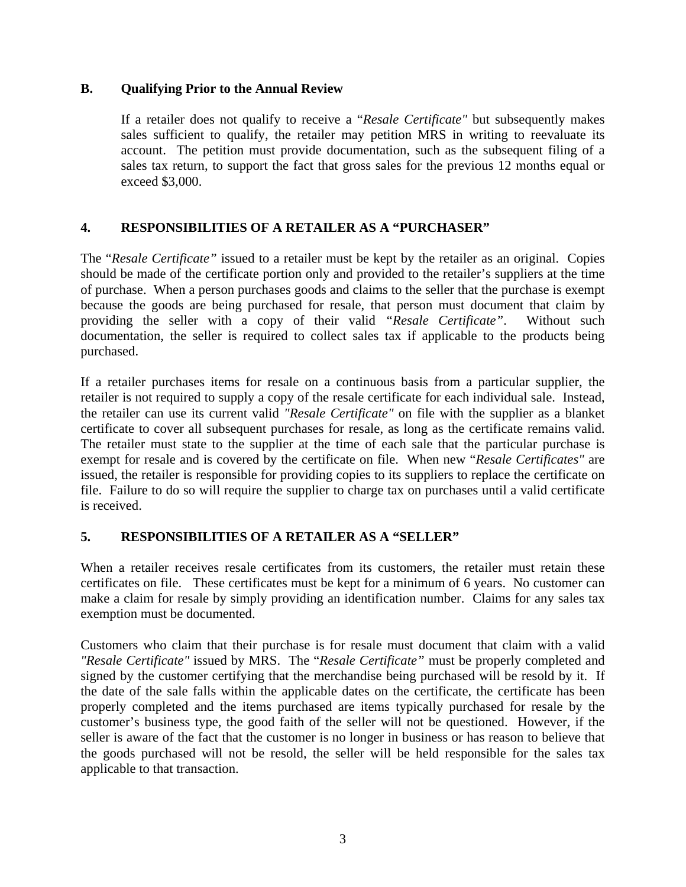### B. Qualifying Prior to the Annual Review

If a retailer does not qualify to receive a "*Resale Certificate"* but subsequently makes sales sufficient to qualify, the retailer may petition MRS in writing to reevaluate its account. The petition must provide documentation, such as the subsequent filing of a sales tax return, to support the fact that gross sales for the previous 12 months equal or exceed $3,000.

## 4. RESPONSIBILITIES OF A RETAILER AS A "PURCHASER"

The "*Resale Certificate"* issued to a retailer must be kept by the retailer as an original. Copies should be made of the certificate portion only and provided to the retailer's suppliers at the time of purchase. When a person purchases goods and claims to the seller that the purchase is exempt because the goods are being purchased for resale, that person must document that claim by providing the seller with a copy of their valid *"Resale Certificate"*. Without such documentation, the seller is required to collect sales tax if applicable to the products being purchased.

If a retailer purchases items for resale on a continuous basis from a particular supplier, the retailer is not required to supply a copy of the resale certificate for each individual sale. Instead, the retailer can use its current valid *"Resale Certificate"* on file with the supplier as a blanket certificate to cover all subsequent purchases for resale, as long as the certificate remains valid. The retailer must state to the supplier at the time of each sale that the particular purchase is exempt for resale and is covered by the certificate on file. When new "*Resale Certificates"* are issued, the retailer is responsible for providing copies to its suppliers to replace the certificate on file. Failure to do so will require the supplier to charge tax on purchases until a valid certificate is received.

## 5. RESPONSIBILITIES OF A RETAILER AS A "SELLER"

When a retailer receives resale certificates from its customers, the retailer must retain these certificates on file. These certificates must be kept for a minimum of 6 years. No customer can make a claim for resale by simply providing an identification number. Claims for any sales tax exemption must be documented.

Customers who claim that their purchase is for resale must document that claim with a valid *"Resale Certificate"* issued by MRS. The "*Resale Certificate"* must be properly completed and signed by the customer certifying that the merchandise being purchased will be resold by it. If the date of the sale falls within the applicable dates on the certificate, the certificate has been properly completed and the items purchased are items typically purchased for resale by the customer's business type, the good faith of the seller will not be questioned. However, if the seller is aware of the fact that the customer is no longer in business or has reason to believe that the goods purchased will not be resold, the seller will be held responsible for the sales tax applicable to that transaction.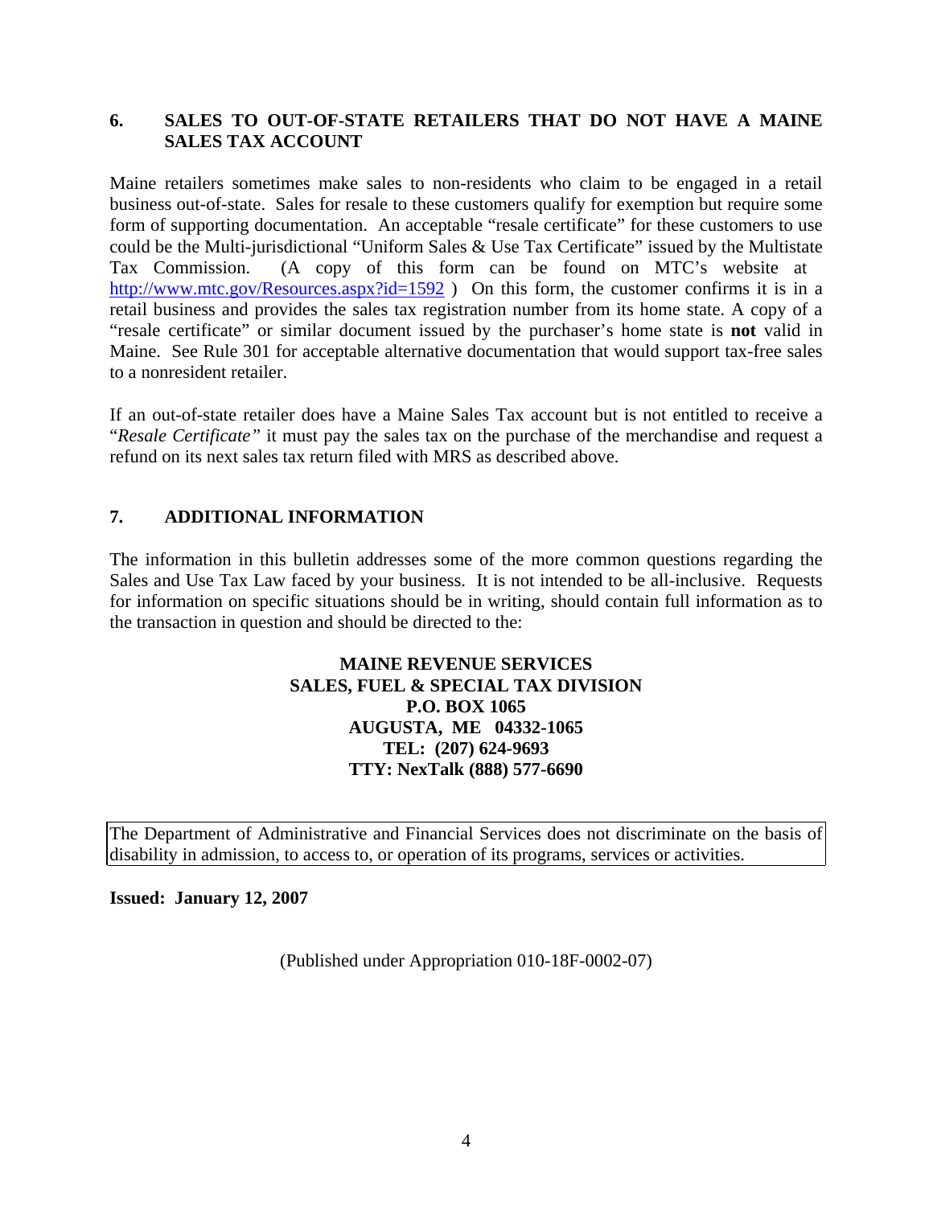## 6. SALES TO OUT-OF-STATE RETAILERS THAT DO NOT HAVE A MAINE SALES TAX ACCOUNT

Maine retailers sometimes make sales to non-residents who claim to be engaged in a retail business out-of-state. Sales for resale to these customers qualify for exemption but require some form of supporting documentation. An acceptable "resale certificate" for these customers to use could be the Multi-jurisdictional "Uniform Sales & Use Tax Certificate" issued by the Multistate Tax Commission. (A copy of this form can be found on MTC's website at http://www.mtc.gov/Resources.aspx?id=1592 ) On this form, the customer confirms it is in a retail business and provides the sales tax registration number from its home state. A copy of a "resale certificate" or similar document issued by the purchaser's home state is **not** valid in Maine. See Rule 301 for acceptable alternative documentation that would support tax-free sales to a nonresident retailer.

If an out-of-state retailer does have a Maine Sales Tax account but is not entitled to receive a "*Resale Certificate*" it must pay the sales tax on the purchase of the merchandise and request a refund on its next sales tax return filed with MRS as described above.

## 7. ADDITIONAL INFORMATION

The information in this bulletin addresses some of the more common questions regarding the Sales and Use Tax Law faced by your business. It is not intended to be all-inclusive. Requests for information on specific situations should be in writing, should contain full information as to the transaction in question and should be directed to the:

**MAINE REVENUE SERVICES**
**SALES, FUEL & SPECIAL TAX DIVISION**
**P.O. BOX 1065**
**AUGUSTA, ME 04332-1065**
**TEL: (207) 624-9693**
**TTY: NexTalk (888) 577-6690**

The Department of Administrative and Financial Services does not discriminate on the basis of disability in admission, to access to, or operation of its programs, services or activities.

**Issued: January 12, 2007**

(Published under Appropriation 010-18F-0002-07)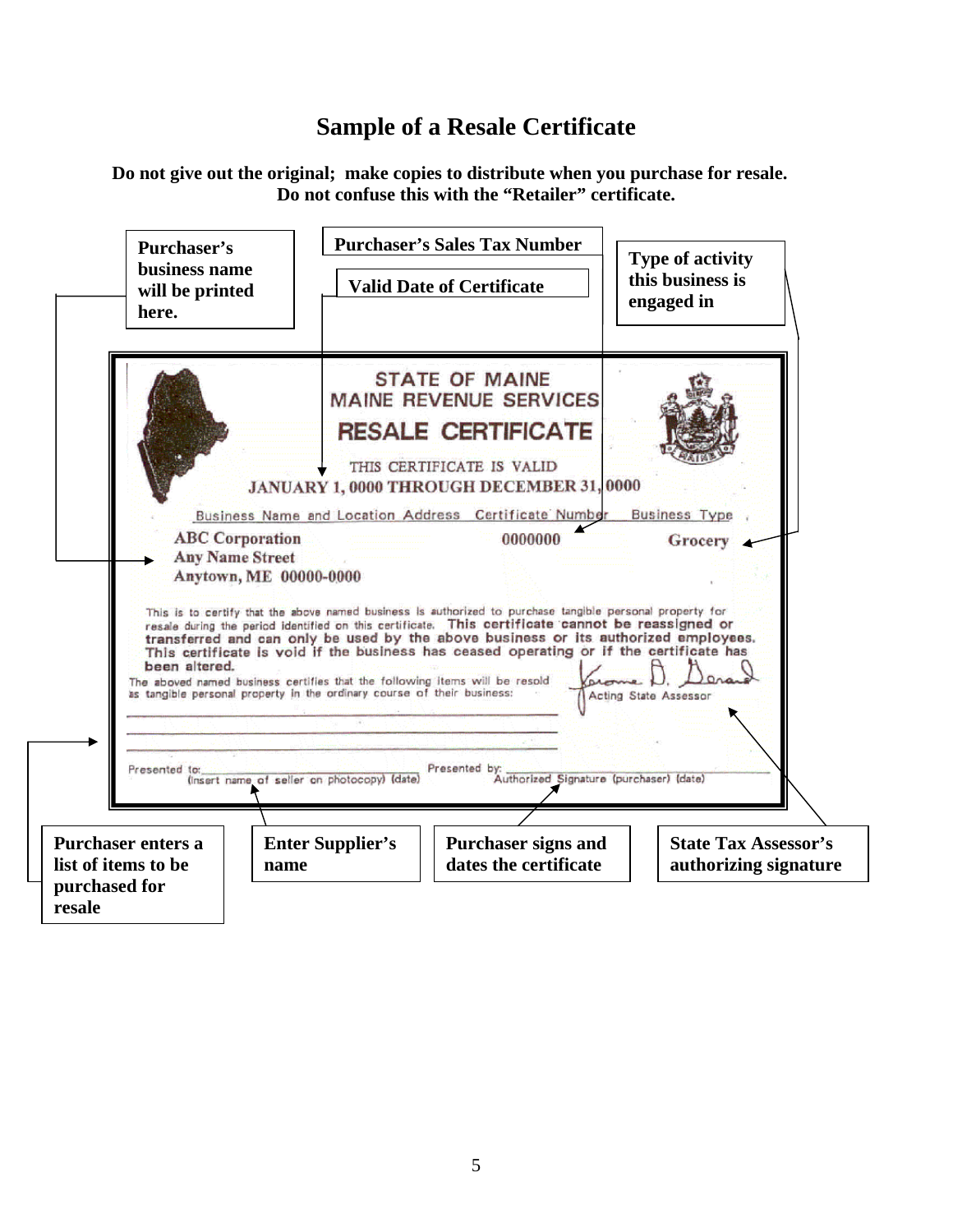# Sample of a Resale Certificate

**Do not give out the original; make copies to distribute when you purchase for resale.**
**Do not confuse this with the "Retailer" certificate.**

**Purchaser's business name will be printed here.**

**Purchaser's Sales Tax Number**

**Valid Date of Certificate**

**Type of activity this business is engaged in**

STATE OF MAINE
MAINE REVENUE SERVICES
RESALE CERTIFICATE

THIS CERTIFICATE IS VALID
JANUARY 1, 0000 THROUGH DECEMBER 31, 0000

| Business Name and Location Address | Certificate Number | Business Type |
|---|---|---|
| ABC Corporation<br>Any Name Street<br>Anytown, ME 00000-0000 | 0000000 | Grocery |

This is to certify that the above named business is authorized to purchase tangible personal property for resale during the period identified on this certificate. **This certificate cannot be reassigned or transferred and can only be used by the above business or its authorized employees. This certificate is void if the business has ceased operating or if the certificate has been altered.**

The aboved named business certifies that the following items will be resold as tangible personal property in the ordinary course of their business:

Acting State Assessor

Presented to: ______ (insert name of seller on photocopy) (date)

Presented by: ______ Authorized Signature (purchaser) (date)

**Purchaser enters a list of items to be purchased for resale**

**Enter Supplier's name**

**Purchaser signs and dates the certificate**

**State Tax Assessor's authorizing signature**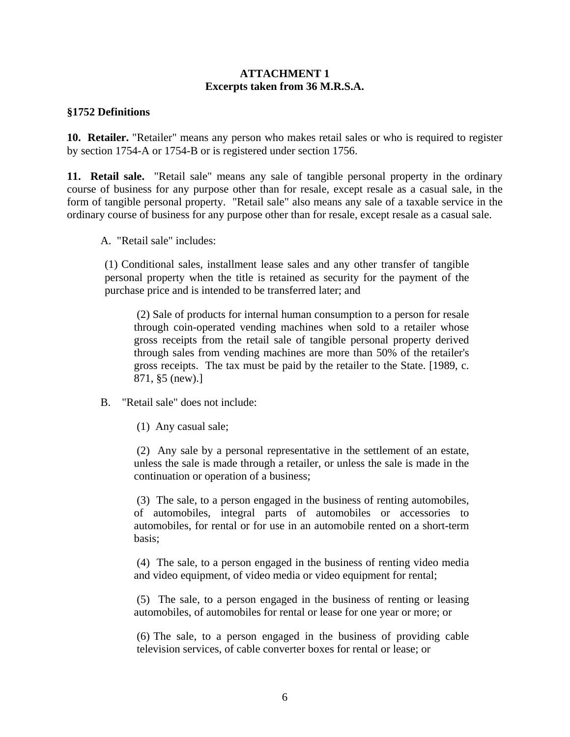**ATTACHMENT 1**
**Excerpts taken from 36 M.R.S.A.**

**§1752 Definitions**

**10. Retailer.** "Retailer" means any person who makes retail sales or who is required to register by section 1754-A or 1754-B or is registered under section 1756.

**11. Retail sale.** "Retail sale" means any sale of tangible personal property in the ordinary course of business for any purpose other than for resale, except resale as a casual sale, in the form of tangible personal property. "Retail sale" also means any sale of a taxable service in the ordinary course of business for any purpose other than for resale, except resale as a casual sale.

A. "Retail sale" includes:

(1) Conditional sales, installment lease sales and any other transfer of tangible personal property when the title is retained as security for the payment of the purchase price and is intended to be transferred later; and

(2) Sale of products for internal human consumption to a person for resale through coin-operated vending machines when sold to a retailer whose gross receipts from the retail sale of tangible personal property derived through sales from vending machines are more than 50% of the retailer's gross receipts. The tax must be paid by the retailer to the State. [1989, c. 871, §5 (new).]

B. "Retail sale" does not include:

(1) Any casual sale;

(2) Any sale by a personal representative in the settlement of an estate, unless the sale is made through a retailer, or unless the sale is made in the continuation or operation of a business;

(3) The sale, to a person engaged in the business of renting automobiles, of automobiles, integral parts of automobiles or accessories to automobiles, for rental or for use in an automobile rented on a short-term basis;

(4) The sale, to a person engaged in the business of renting video media and video equipment, of video media or video equipment for rental;

(5) The sale, to a person engaged in the business of renting or leasing automobiles, of automobiles for rental or lease for one year or more; or

(6) The sale, to a person engaged in the business of providing cable television services, of cable converter boxes for rental or lease; or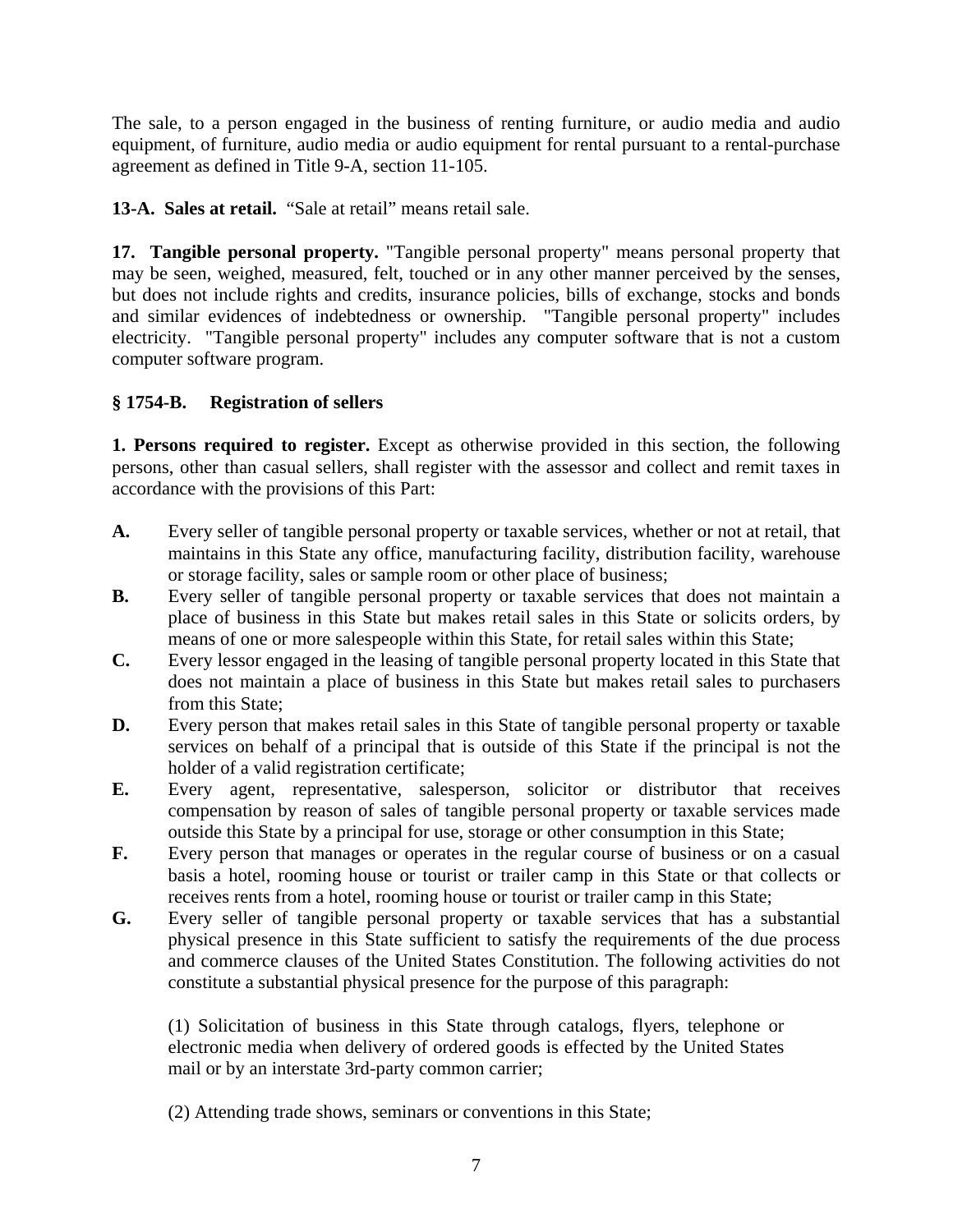The sale, to a person engaged in the business of renting furniture, or audio media and audio equipment, of furniture, audio media or audio equipment for rental pursuant to a rental-purchase agreement as defined in Title 9-A, section 11-105.

**13-A. Sales at retail.** "Sale at retail" means retail sale.

**17. Tangible personal property.** "Tangible personal property" means personal property that may be seen, weighed, measured, felt, touched or in any other manner perceived by the senses, but does not include rights and credits, insurance policies, bills of exchange, stocks and bonds and similar evidences of indebtedness or ownership. "Tangible personal property" includes electricity. "Tangible personal property" includes any computer software that is not a custom computer software program.

### § 1754-B. Registration of sellers

**1. Persons required to register.** Except as otherwise provided in this section, the following persons, other than casual sellers, shall register with the assessor and collect and remit taxes in accordance with the provisions of this Part:

**A.** Every seller of tangible personal property or taxable services, whether or not at retail, that maintains in this State any office, manufacturing facility, distribution facility, warehouse or storage facility, sales or sample room or other place of business;

**B.** Every seller of tangible personal property or taxable services that does not maintain a place of business in this State but makes retail sales in this State or solicits orders, by means of one or more salespeople within this State, for retail sales within this State;

**C.** Every lessor engaged in the leasing of tangible personal property located in this State that does not maintain a place of business in this State but makes retail sales to purchasers from this State;

**D.** Every person that makes retail sales in this State of tangible personal property or taxable services on behalf of a principal that is outside of this State if the principal is not the holder of a valid registration certificate;

**E.** Every agent, representative, salesperson, solicitor or distributor that receives compensation by reason of sales of tangible personal property or taxable services made outside this State by a principal for use, storage or other consumption in this State;

**F.** Every person that manages or operates in the regular course of business or on a casual basis a hotel, rooming house or tourist or trailer camp in this State or that collects or receives rents from a hotel, rooming house or tourist or trailer camp in this State;

**G.** Every seller of tangible personal property or taxable services that has a substantial physical presence in this State sufficient to satisfy the requirements of the due process and commerce clauses of the United States Constitution. The following activities do not constitute a substantial physical presence for the purpose of this paragraph:

(1) Solicitation of business in this State through catalogs, flyers, telephone or electronic media when delivery of ordered goods is effected by the United States mail or by an interstate 3rd-party common carrier;

(2) Attending trade shows, seminars or conventions in this State;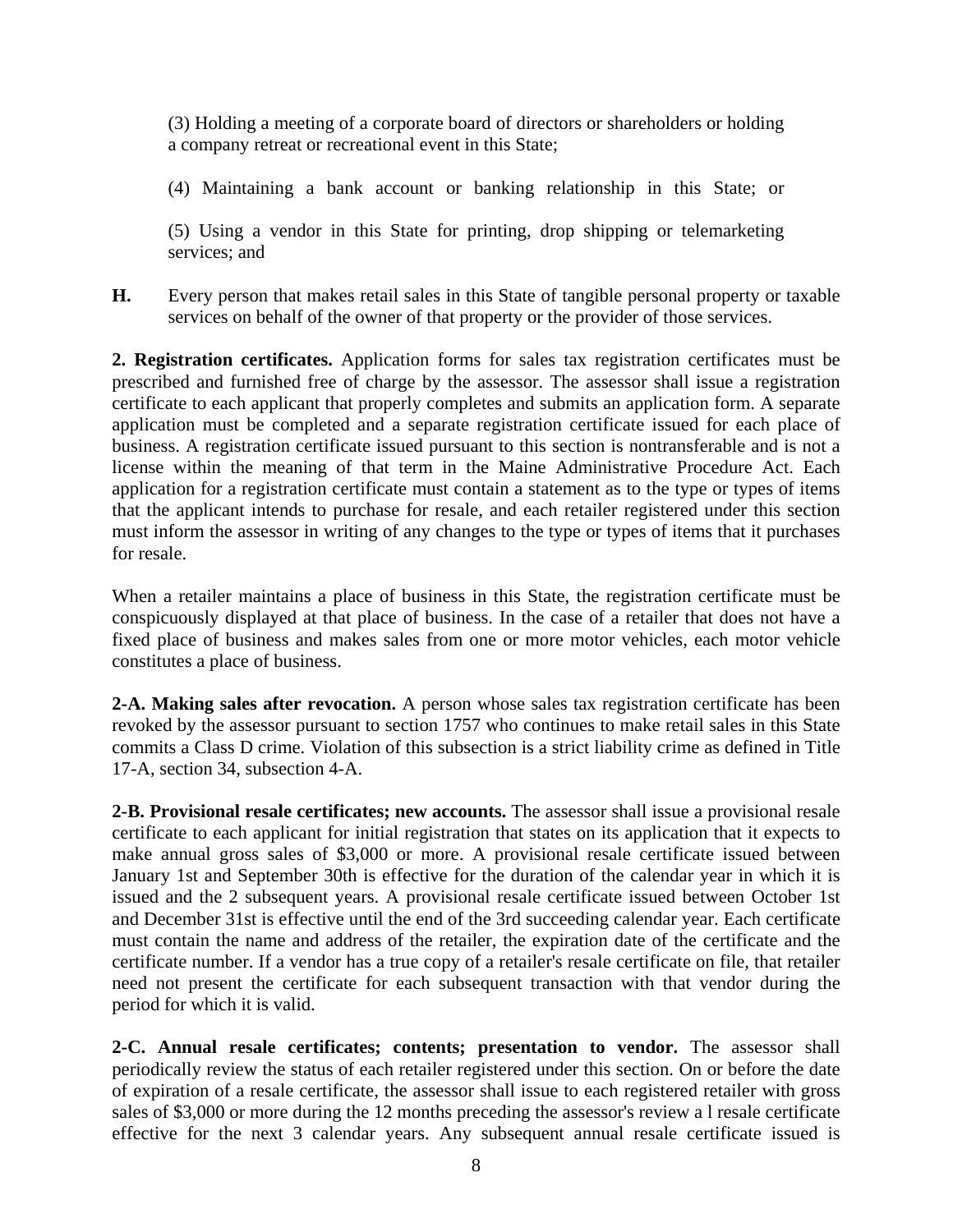(3) Holding a meeting of a corporate board of directors or shareholders or holding a company retreat or recreational event in this State;

(4) Maintaining a bank account or banking relationship in this State; or

(5) Using a vendor in this State for printing, drop shipping or telemarketing services; and

**H.** Every person that makes retail sales in this State of tangible personal property or taxable services on behalf of the owner of that property or the provider of those services.

**2. Registration certificates.** Application forms for sales tax registration certificates must be prescribed and furnished free of charge by the assessor. The assessor shall issue a registration certificate to each applicant that properly completes and submits an application form. A separate application must be completed and a separate registration certificate issued for each place of business. A registration certificate issued pursuant to this section is nontransferable and is not a license within the meaning of that term in the Maine Administrative Procedure Act. Each application for a registration certificate must contain a statement as to the type or types of items that the applicant intends to purchase for resale, and each retailer registered under this section must inform the assessor in writing of any changes to the type or types of items that it purchases for resale.

When a retailer maintains a place of business in this State, the registration certificate must be conspicuously displayed at that place of business. In the case of a retailer that does not have a fixed place of business and makes sales from one or more motor vehicles, each motor vehicle constitutes a place of business.

**2-A. Making sales after revocation.** A person whose sales tax registration certificate has been revoked by the assessor pursuant to section 1757 who continues to make retail sales in this State commits a Class D crime. Violation of this subsection is a strict liability crime as defined in Title 17-A, section 34, subsection 4-A.

**2-B. Provisional resale certificates; new accounts.** The assessor shall issue a provisional resale certificate to each applicant for initial registration that states on its application that it expects to make annual gross sales of $3,000 or more. A provisional resale certificate issued between January 1st and September 30th is effective for the duration of the calendar year in which it is issued and the 2 subsequent years. A provisional resale certificate issued between October 1st and December 31st is effective until the end of the 3rd succeeding calendar year. Each certificate must contain the name and address of the retailer, the expiration date of the certificate and the certificate number. If a vendor has a true copy of a retailer's resale certificate on file, that retailer need not present the certificate for each subsequent transaction with that vendor during the period for which it is valid.

**2-C. Annual resale certificates; contents; presentation to vendor.** The assessor shall periodically review the status of each retailer registered under this section. On or before the date of expiration of a resale certificate, the assessor shall issue to each registered retailer with gross sales of $3,000 or more during the 12 months preceding the assessor's review a l resale certificate effective for the next 3 calendar years. Any subsequent annual resale certificate issued is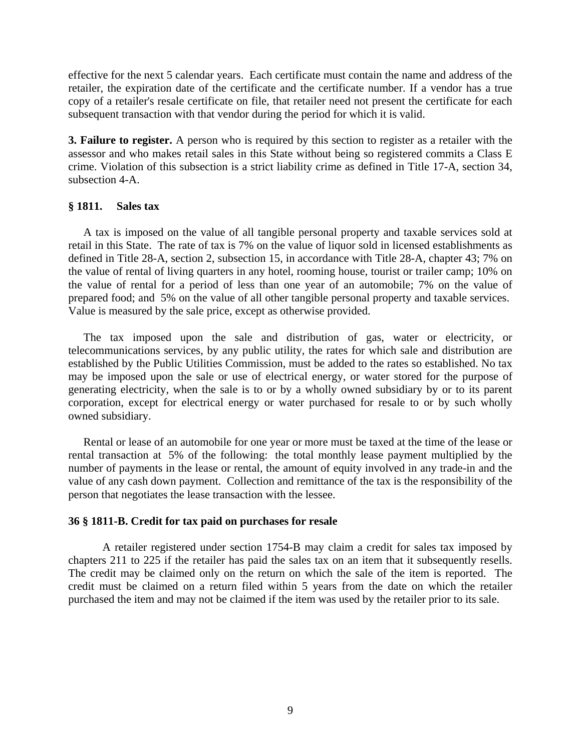effective for the next 5 calendar years. Each certificate must contain the name and address of the retailer, the expiration date of the certificate and the certificate number. If a vendor has a true copy of a retailer's resale certificate on file, that retailer need not present the certificate for each subsequent transaction with that vendor during the period for which it is valid.

**3. Failure to register.** A person who is required by this section to register as a retailer with the assessor and who makes retail sales in this State without being so registered commits a Class E crime. Violation of this subsection is a strict liability crime as defined in Title 17-A, section 34, subsection 4-A.

### § 1811. Sales tax

A tax is imposed on the value of all tangible personal property and taxable services sold at retail in this State. The rate of tax is 7% on the value of liquor sold in licensed establishments as defined in Title 28-A, section 2, subsection 15, in accordance with Title 28-A, chapter 43; 7% on the value of rental of living quarters in any hotel, rooming house, tourist or trailer camp; 10% on the value of rental for a period of less than one year of an automobile; 7% on the value of prepared food; and 5% on the value of all other tangible personal property and taxable services. Value is measured by the sale price, except as otherwise provided.

The tax imposed upon the sale and distribution of gas, water or electricity, or telecommunications services, by any public utility, the rates for which sale and distribution are established by the Public Utilities Commission, must be added to the rates so established. No tax may be imposed upon the sale or use of electrical energy, or water stored for the purpose of generating electricity, when the sale is to or by a wholly owned subsidiary by or to its parent corporation, except for electrical energy or water purchased for resale to or by such wholly owned subsidiary.

Rental or lease of an automobile for one year or more must be taxed at the time of the lease or rental transaction at 5% of the following: the total monthly lease payment multiplied by the number of payments in the lease or rental, the amount of equity involved in any trade-in and the value of any cash down payment. Collection and remittance of the tax is the responsibility of the person that negotiates the lease transaction with the lessee.

### 36 § 1811-B. Credit for tax paid on purchases for resale

A retailer registered under section 1754-B may claim a credit for sales tax imposed by chapters 211 to 225 if the retailer has paid the sales tax on an item that it subsequently resells. The credit may be claimed only on the return on which the sale of the item is reported. The credit must be claimed on a return filed within 5 years from the date on which the retailer purchased the item and may not be claimed if the item was used by the retailer prior to its sale.